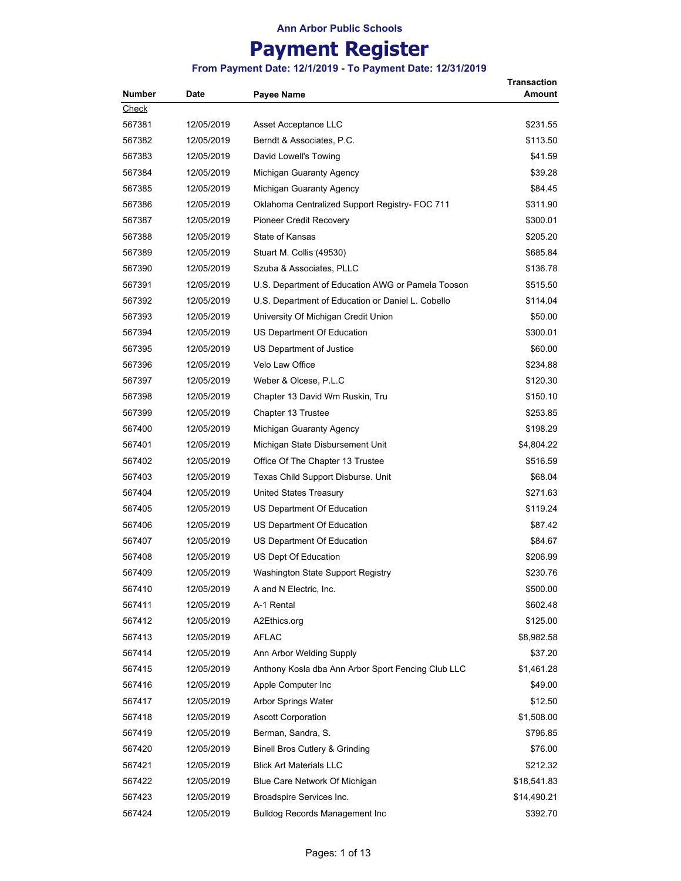Ann Arbor Public Schools

# Payment Register

### From Payment Date: 12/1/2019 - To Payment Date: 12/31/2019

| Number | Date | Payee Name | Transaction Amount |
|---|---|---|---|
| Check | | | |
| 567381 | 12/05/2019 | Asset Acceptance LLC | $231.55 |
| 567382 | 12/05/2019 | Berndt & Associates, P.C. | $113.50 |
| 567383 | 12/05/2019 | David Lowell's Towing | $41.59 |
| 567384 | 12/05/2019 | Michigan Guaranty Agency | $39.28 |
| 567385 | 12/05/2019 | Michigan Guaranty Agency | $84.45 |
| 567386 | 12/05/2019 | Oklahoma Centralized Support Registry- FOC 711 | $311.90 |
| 567387 | 12/05/2019 | Pioneer Credit Recovery | $300.01 |
| 567388 | 12/05/2019 | State of Kansas | $205.20 |
| 567389 | 12/05/2019 | Stuart M. Collis (49530) | $685.84 |
| 567390 | 12/05/2019 | Szuba & Associates, PLLC | $136.78 |
| 567391 | 12/05/2019 | U.S. Department of Education AWG or Pamela Tooson | $515.50 |
| 567392 | 12/05/2019 | U.S. Department of Education or Daniel L. Cobello | $114.04 |
| 567393 | 12/05/2019 | University Of Michigan Credit Union | $50.00 |
| 567394 | 12/05/2019 | US Department Of Education | $300.01 |
| 567395 | 12/05/2019 | US Department of Justice | $60.00 |
| 567396 | 12/05/2019 | Velo Law Office | $234.88 |
| 567397 | 12/05/2019 | Weber & Olcese, P.L.C | $120.30 |
| 567398 | 12/05/2019 | Chapter 13 David Wm Ruskin, Tru | $150.10 |
| 567399 | 12/05/2019 | Chapter 13 Trustee | $253.85 |
| 567400 | 12/05/2019 | Michigan Guaranty Agency | $198.29 |
| 567401 | 12/05/2019 | Michigan State Disbursement Unit | $4,804.22 |
| 567402 | 12/05/2019 | Office Of The Chapter 13 Trustee | $516.59 |
| 567403 | 12/05/2019 | Texas Child Support Disburse. Unit | $68.04 |
| 567404 | 12/05/2019 | United States Treasury | $271.63 |
| 567405 | 12/05/2019 | US Department Of Education | $119.24 |
| 567406 | 12/05/2019 | US Department Of Education | $87.42 |
| 567407 | 12/05/2019 | US Department Of Education | $84.67 |
| 567408 | 12/05/2019 | US Dept Of Education | $206.99 |
| 567409 | 12/05/2019 | Washington State Support Registry | $230.76 |
| 567410 | 12/05/2019 | A and N Electric, Inc. | $500.00 |
| 567411 | 12/05/2019 | A-1 Rental | $602.48 |
| 567412 | 12/05/2019 | A2Ethics.org | $125.00 |
| 567413 | 12/05/2019 | AFLAC | $8,982.58 |
| 567414 | 12/05/2019 | Ann Arbor Welding Supply | $37.20 |
| 567415 | 12/05/2019 | Anthony Kosla dba Ann Arbor Sport Fencing Club LLC | $1,461.28 |
| 567416 | 12/05/2019 | Apple Computer Inc | $49.00 |
| 567417 | 12/05/2019 | Arbor Springs Water | $12.50 |
| 567418 | 12/05/2019 | Ascott Corporation | $1,508.00 |
| 567419 | 12/05/2019 | Berman, Sandra, S. | $796.85 |
| 567420 | 12/05/2019 | Binell Bros Cutlery & Grinding | $76.00 |
| 567421 | 12/05/2019 | Blick Art Materials LLC | $212.32 |
| 567422 | 12/05/2019 | Blue Care Network Of Michigan | $18,541.83 |
| 567423 | 12/05/2019 | Broadspire Services Inc. | $14,490.21 |
| 567424 | 12/05/2019 | Bulldog Records Management Inc | $392.70 |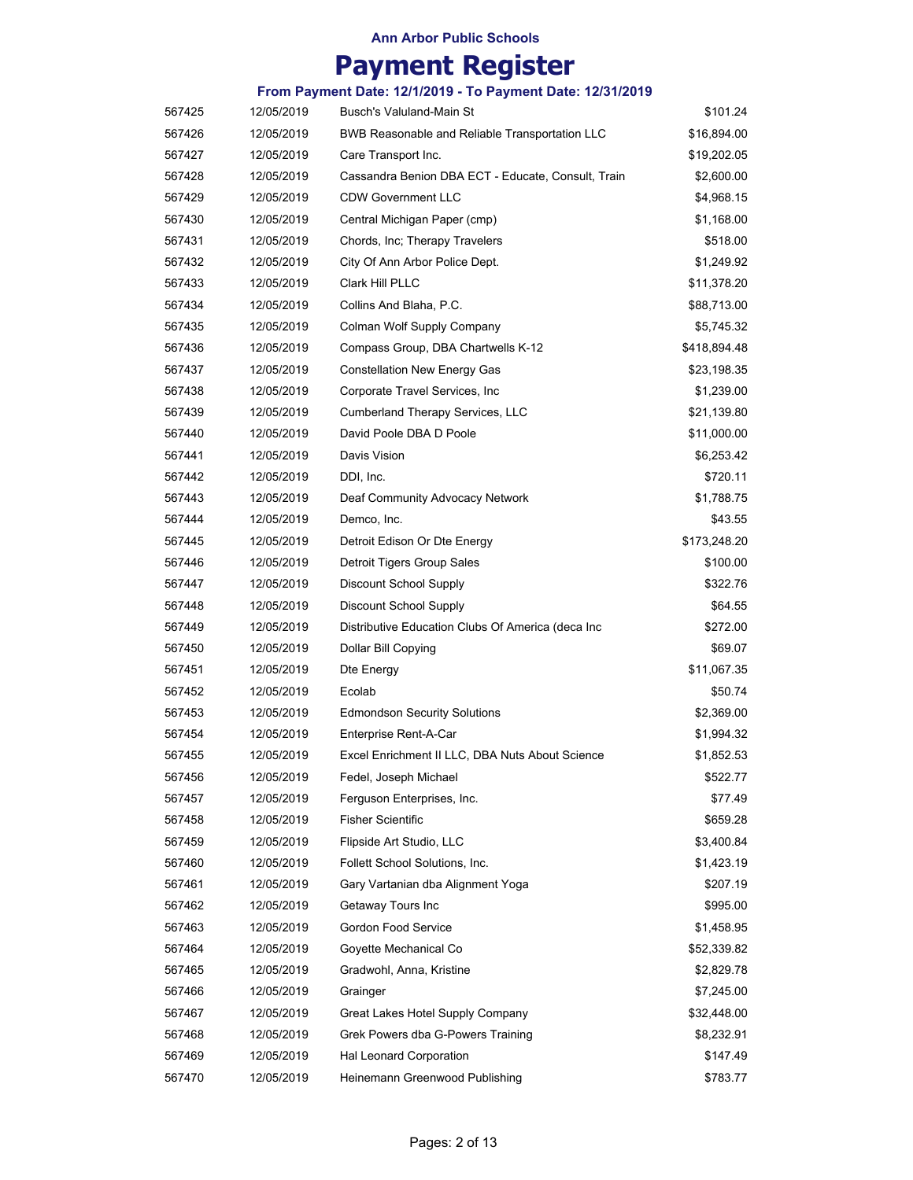**Ann Arbor Public Schools**

# Payment Register

### From Payment Date: 12/1/2019 - To Payment Date: 12/31/2019

| | | | |
|---|---|---|---|
| 567425 | 12/05/2019 | Busch's Valuland-Main St | $101.24 |
| 567426 | 12/05/2019 | BWB Reasonable and Reliable Transportation LLC | $16,894.00 |
| 567427 | 12/05/2019 | Care Transport Inc. | $19,202.05 |
| 567428 | 12/05/2019 | Cassandra Benion DBA ECT - Educate, Consult, Train | $2,600.00 |
| 567429 | 12/05/2019 | CDW Government LLC | $4,968.15 |
| 567430 | 12/05/2019 | Central Michigan Paper (cmp) | $1,168.00 |
| 567431 | 12/05/2019 | Chords, Inc; Therapy Travelers | $518.00 |
| 567432 | 12/05/2019 | City Of Ann Arbor Police Dept. | $1,249.92 |
| 567433 | 12/05/2019 | Clark Hill PLLC | $11,378.20 |
| 567434 | 12/05/2019 | Collins And Blaha, P.C. | $88,713.00 |
| 567435 | 12/05/2019 | Colman Wolf Supply Company | $5,745.32 |
| 567436 | 12/05/2019 | Compass Group, DBA Chartwells K-12 | $418,894.48 |
| 567437 | 12/05/2019 | Constellation New Energy Gas | $23,198.35 |
| 567438 | 12/05/2019 | Corporate Travel Services, Inc | $1,239.00 |
| 567439 | 12/05/2019 | Cumberland Therapy Services, LLC | $21,139.80 |
| 567440 | 12/05/2019 | David Poole DBA D Poole | $11,000.00 |
| 567441 | 12/05/2019 | Davis Vision | $6,253.42 |
| 567442 | 12/05/2019 | DDI, Inc. | $720.11 |
| 567443 | 12/05/2019 | Deaf Community Advocacy Network | $1,788.75 |
| 567444 | 12/05/2019 | Demco, Inc. | $43.55 |
| 567445 | 12/05/2019 | Detroit Edison Or Dte Energy | $173,248.20 |
| 567446 | 12/05/2019 | Detroit Tigers Group Sales | $100.00 |
| 567447 | 12/05/2019 | Discount School Supply | $322.76 |
| 567448 | 12/05/2019 | Discount School Supply | $64.55 |
| 567449 | 12/05/2019 | Distributive Education Clubs Of America (deca Inc | $272.00 |
| 567450 | 12/05/2019 | Dollar Bill Copying | $69.07 |
| 567451 | 12/05/2019 | Dte Energy | $11,067.35 |
| 567452 | 12/05/2019 | Ecolab | $50.74 |
| 567453 | 12/05/2019 | Edmondson Security Solutions | $2,369.00 |
| 567454 | 12/05/2019 | Enterprise Rent-A-Car | $1,994.32 |
| 567455 | 12/05/2019 | Excel Enrichment II LLC, DBA Nuts About Science | $1,852.53 |
| 567456 | 12/05/2019 | Fedel, Joseph Michael | $522.77 |
| 567457 | 12/05/2019 | Ferguson Enterprises, Inc. | $77.49 |
| 567458 | 12/05/2019 | Fisher Scientific | $659.28 |
| 567459 | 12/05/2019 | Flipside Art Studio, LLC | $3,400.84 |
| 567460 | 12/05/2019 | Follett School Solutions, Inc. | $1,423.19 |
| 567461 | 12/05/2019 | Gary Vartanian dba Alignment Yoga | $207.19 |
| 567462 | 12/05/2019 | Getaway Tours Inc | $995.00 |
| 567463 | 12/05/2019 | Gordon Food Service | $1,458.95 |
| 567464 | 12/05/2019 | Goyette Mechanical Co | $52,339.82 |
| 567465 | 12/05/2019 | Gradwohl, Anna, Kristine | $2,829.78 |
| 567466 | 12/05/2019 | Grainger | $7,245.00 |
| 567467 | 12/05/2019 | Great Lakes Hotel Supply Company | $32,448.00 |
| 567468 | 12/05/2019 | Grek Powers dba G-Powers Training | $8,232.91 |
| 567469 | 12/05/2019 | Hal Leonard Corporation | $147.49 |
| 567470 | 12/05/2019 | Heinemann Greenwood Publishing | $783.77 |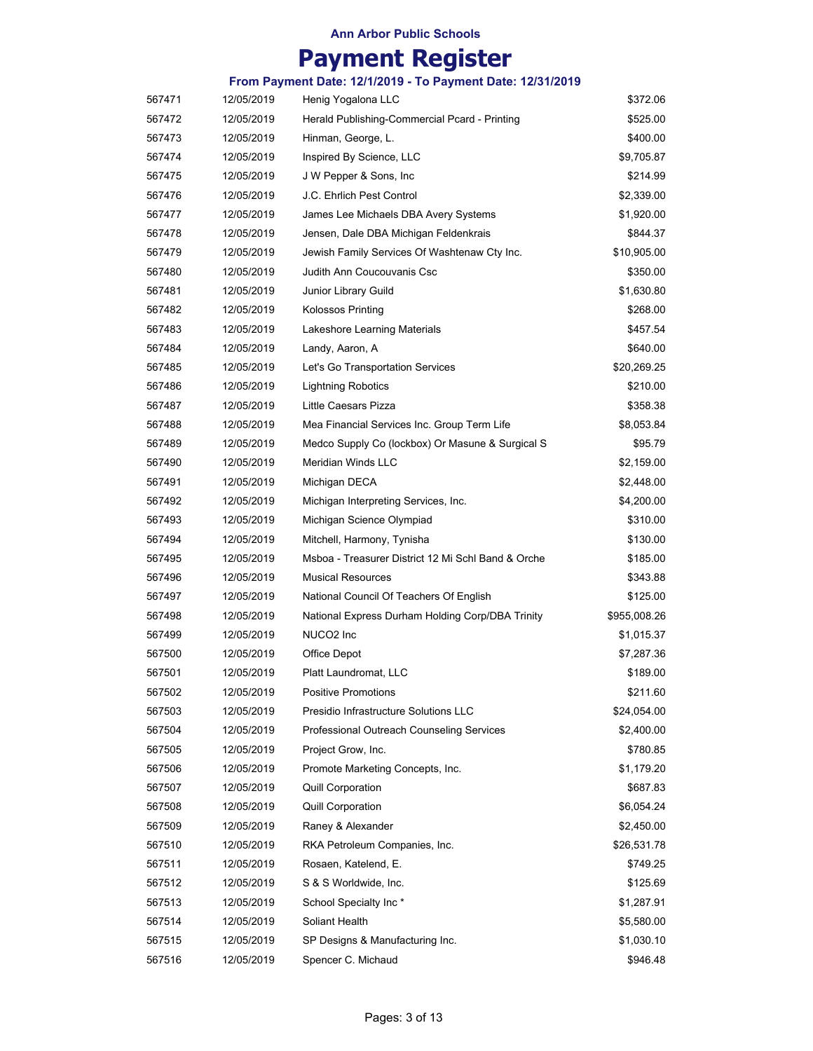Ann Arbor Public Schools

# Payment Register

### From Payment Date: 12/1/2019 - To Payment Date: 12/31/2019

| | | | |
|---|---|---|---|
| 567471 | 12/05/2019 | Henig Yogalona LLC | $372.06 |
| 567472 | 12/05/2019 | Herald Publishing-Commercial Pcard - Printing | $525.00 |
| 567473 | 12/05/2019 | Hinman, George, L. | $400.00 |
| 567474 | 12/05/2019 | Inspired By Science, LLC | $9,705.87 |
| 567475 | 12/05/2019 | J W Pepper & Sons, Inc | $214.99 |
| 567476 | 12/05/2019 | J.C. Ehrlich Pest Control | $2,339.00 |
| 567477 | 12/05/2019 | James Lee Michaels DBA Avery Systems | $1,920.00 |
| 567478 | 12/05/2019 | Jensen, Dale DBA Michigan Feldenkrais | $844.37 |
| 567479 | 12/05/2019 | Jewish Family Services Of Washtenaw Cty Inc. | $10,905.00 |
| 567480 | 12/05/2019 | Judith Ann Coucouvanis Csc | $350.00 |
| 567481 | 12/05/2019 | Junior Library Guild | $1,630.80 |
| 567482 | 12/05/2019 | Kolossos Printing | $268.00 |
| 567483 | 12/05/2019 | Lakeshore Learning Materials | $457.54 |
| 567484 | 12/05/2019 | Landy, Aaron, A | $640.00 |
| 567485 | 12/05/2019 | Let's Go Transportation Services | $20,269.25 |
| 567486 | 12/05/2019 | Lightning Robotics | $210.00 |
| 567487 | 12/05/2019 | Little Caesars Pizza | $358.38 |
| 567488 | 12/05/2019 | Mea Financial Services Inc. Group Term Life | $8,053.84 |
| 567489 | 12/05/2019 | Medco Supply Co (lockbox) Or Masune & Surgical S | $95.79 |
| 567490 | 12/05/2019 | Meridian Winds LLC | $2,159.00 |
| 567491 | 12/05/2019 | Michigan DECA | $2,448.00 |
| 567492 | 12/05/2019 | Michigan Interpreting Services, Inc. | $4,200.00 |
| 567493 | 12/05/2019 | Michigan Science Olympiad | $310.00 |
| 567494 | 12/05/2019 | Mitchell, Harmony, Tynisha | $130.00 |
| 567495 | 12/05/2019 | Msboa - Treasurer District 12 Mi Schl Band & Orche | $185.00 |
| 567496 | 12/05/2019 | Musical Resources | $343.88 |
| 567497 | 12/05/2019 | National Council Of Teachers Of English | $125.00 |
| 567498 | 12/05/2019 | National Express Durham Holding Corp/DBA Trinity | $955,008.26 |
| 567499 | 12/05/2019 | NUCO2 Inc | $1,015.37 |
| 567500 | 12/05/2019 | Office Depot | $7,287.36 |
| 567501 | 12/05/2019 | Platt Laundromat, LLC | $189.00 |
| 567502 | 12/05/2019 | Positive Promotions | $211.60 |
| 567503 | 12/05/2019 | Presidio Infrastructure Solutions LLC | $24,054.00 |
| 567504 | 12/05/2019 | Professional Outreach Counseling Services | $2,400.00 |
| 567505 | 12/05/2019 | Project Grow, Inc. | $780.85 |
| 567506 | 12/05/2019 | Promote Marketing Concepts, Inc. | $1,179.20 |
| 567507 | 12/05/2019 | Quill Corporation | $687.83 |
| 567508 | 12/05/2019 | Quill Corporation | $6,054.24 |
| 567509 | 12/05/2019 | Raney & Alexander | $2,450.00 |
| 567510 | 12/05/2019 | RKA Petroleum Companies, Inc. | $26,531.78 |
| 567511 | 12/05/2019 | Rosaen, Katelend, E. | $749.25 |
| 567512 | 12/05/2019 | S & S Worldwide, Inc. | $125.69 |
| 567513 | 12/05/2019 | School Specialty Inc * | $1,287.91 |
| 567514 | 12/05/2019 | Soliant Health | $5,580.00 |
| 567515 | 12/05/2019 | SP Designs & Manufacturing Inc. | $1,030.10 |
| 567516 | 12/05/2019 | Spencer C. Michaud | $946.48 |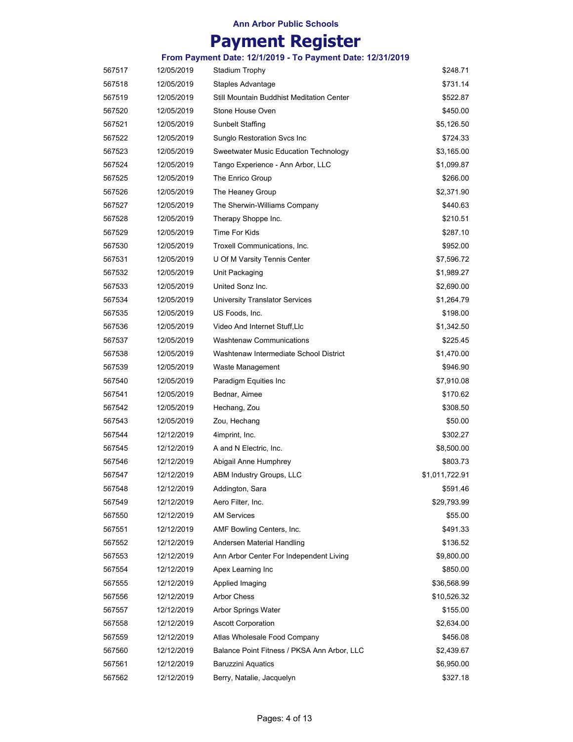Ann Arbor Public Schools

# Payment Register

### From Payment Date: 12/1/2019 - To Payment Date: 12/31/2019

| | | | |
|---|---|---|---|
| 567517 | 12/05/2019 | Stadium Trophy | $248.71 |
| 567518 | 12/05/2019 | Staples Advantage | $731.14 |
| 567519 | 12/05/2019 | Still Mountain Buddhist Meditation Center | $522.87 |
| 567520 | 12/05/2019 | Stone House Oven | $450.00 |
| 567521 | 12/05/2019 | Sunbelt Staffing | $5,126.50 |
| 567522 | 12/05/2019 | Sunglo Restoration Svcs Inc | $724.33 |
| 567523 | 12/05/2019 | Sweetwater Music Education Technology | $3,165.00 |
| 567524 | 12/05/2019 | Tango Experience - Ann Arbor, LLC | $1,099.87 |
| 567525 | 12/05/2019 | The Enrico Group | $266.00 |
| 567526 | 12/05/2019 | The Heaney Group | $2,371.90 |
| 567527 | 12/05/2019 | The Sherwin-Williams Company | $440.63 |
| 567528 | 12/05/2019 | Therapy Shoppe Inc. | $210.51 |
| 567529 | 12/05/2019 | Time For Kids | $287.10 |
| 567530 | 12/05/2019 | Troxell Communications, Inc. | $952.00 |
| 567531 | 12/05/2019 | U Of M Varsity Tennis Center | $7,596.72 |
| 567532 | 12/05/2019 | Unit Packaging | $1,989.27 |
| 567533 | 12/05/2019 | United Sonz Inc. | $2,690.00 |
| 567534 | 12/05/2019 | University Translator Services | $1,264.79 |
| 567535 | 12/05/2019 | US Foods, Inc. | $198.00 |
| 567536 | 12/05/2019 | Video And Internet Stuff,Llc | $1,342.50 |
| 567537 | 12/05/2019 | Washtenaw Communications | $225.45 |
| 567538 | 12/05/2019 | Washtenaw Intermediate School District | $1,470.00 |
| 567539 | 12/05/2019 | Waste Management | $946.90 |
| 567540 | 12/05/2019 | Paradigm Equities Inc | $7,910.08 |
| 567541 | 12/05/2019 | Bednar, Aimee | $170.62 |
| 567542 | 12/05/2019 | Hechang, Zou | $308.50 |
| 567543 | 12/05/2019 | Zou, Hechang | $50.00 |
| 567544 | 12/12/2019 | 4imprint, Inc. | $302.27 |
| 567545 | 12/12/2019 | A and N Electric, Inc. | $8,500.00 |
| 567546 | 12/12/2019 | Abigail Anne Humphrey | $803.73 |
| 567547 | 12/12/2019 | ABM Industry Groups, LLC | $1,011,722.91 |
| 567548 | 12/12/2019 | Addington, Sara | $591.46 |
| 567549 | 12/12/2019 | Aero Filter, Inc. | $29,793.99 |
| 567550 | 12/12/2019 | AM Services | $55.00 |
| 567551 | 12/12/2019 | AMF Bowling Centers, Inc. | $491.33 |
| 567552 | 12/12/2019 | Andersen Material Handling | $136.52 |
| 567553 | 12/12/2019 | Ann Arbor Center For Independent Living | $9,800.00 |
| 567554 | 12/12/2019 | Apex Learning Inc | $850.00 |
| 567555 | 12/12/2019 | Applied Imaging | $36,568.99 |
| 567556 | 12/12/2019 | Arbor Chess | $10,526.32 |
| 567557 | 12/12/2019 | Arbor Springs Water | $155.00 |
| 567558 | 12/12/2019 | Ascott Corporation | $2,634.00 |
| 567559 | 12/12/2019 | Atlas Wholesale Food Company | $456.08 |
| 567560 | 12/12/2019 | Balance Point Fitness / PKSA Ann Arbor, LLC | $2,439.67 |
| 567561 | 12/12/2019 | Baruzzini Aquatics | $6,950.00 |
| 567562 | 12/12/2019 | Berry, Natalie, Jacquelyn | $327.18 |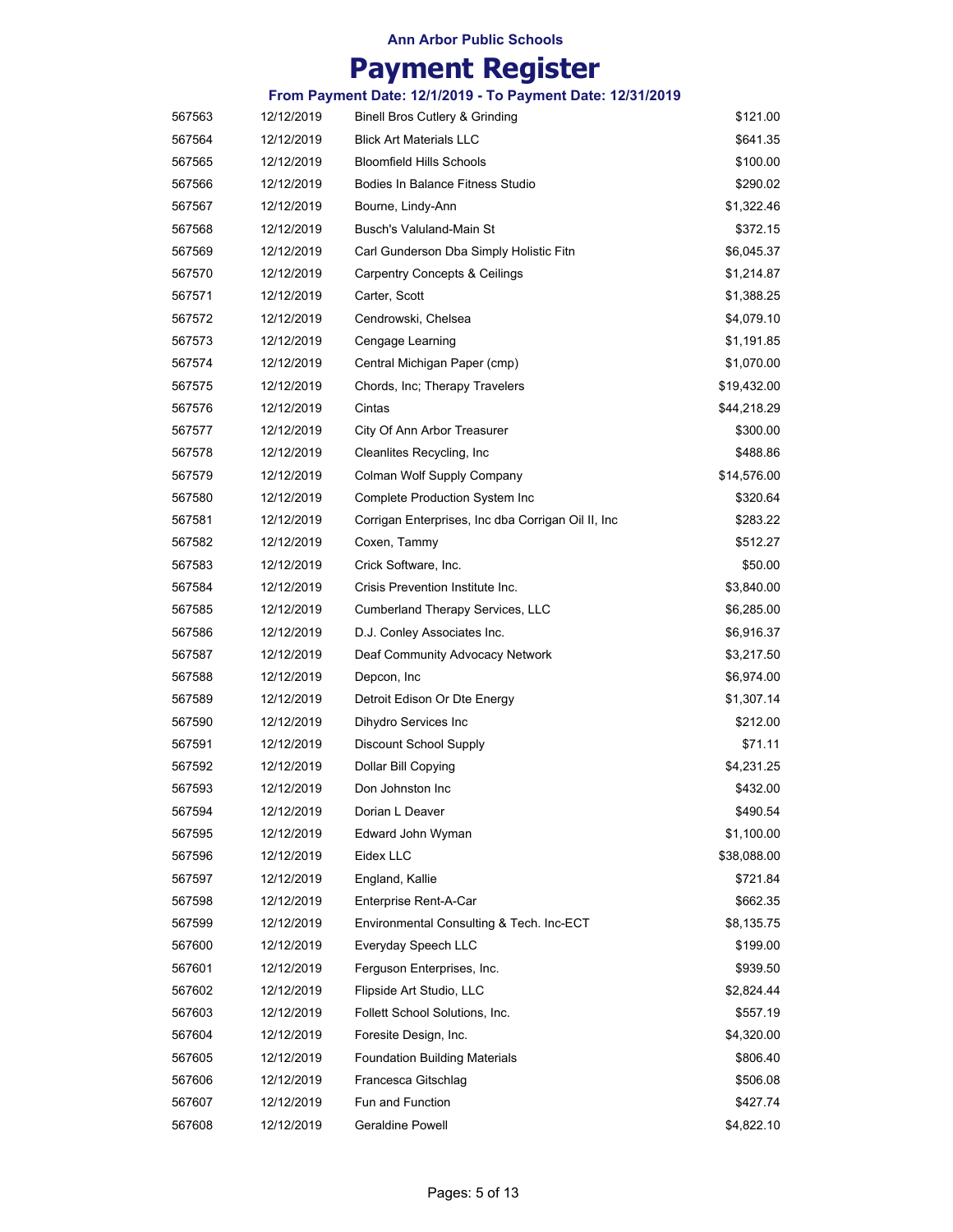Ann Arbor Public Schools

# Payment Register

### From Payment Date: 12/1/2019 - To Payment Date: 12/31/2019

| | | | |
|---|---|---|---|
| 567563 | 12/12/2019 | Binell Bros Cutlery & Grinding | $121.00 |
| 567564 | 12/12/2019 | Blick Art Materials LLC | $641.35 |
| 567565 | 12/12/2019 | Bloomfield Hills Schools | $100.00 |
| 567566 | 12/12/2019 | Bodies In Balance Fitness Studio | $290.02 |
| 567567 | 12/12/2019 | Bourne, Lindy-Ann | $1,322.46 |
| 567568 | 12/12/2019 | Busch's Valuland-Main St | $372.15 |
| 567569 | 12/12/2019 | Carl Gunderson Dba Simply Holistic Fitn | $6,045.37 |
| 567570 | 12/12/2019 | Carpentry Concepts & Ceilings | $1,214.87 |
| 567571 | 12/12/2019 | Carter, Scott | $1,388.25 |
| 567572 | 12/12/2019 | Cendrowski, Chelsea | $4,079.10 |
| 567573 | 12/12/2019 | Cengage Learning | $1,191.85 |
| 567574 | 12/12/2019 | Central Michigan Paper (cmp) | $1,070.00 |
| 567575 | 12/12/2019 | Chords, Inc; Therapy Travelers | $19,432.00 |
| 567576 | 12/12/2019 | Cintas | $44,218.29 |
| 567577 | 12/12/2019 | City Of Ann Arbor Treasurer | $300.00 |
| 567578 | 12/12/2019 | Cleanlites Recycling, Inc | $488.86 |
| 567579 | 12/12/2019 | Colman Wolf Supply Company | $14,576.00 |
| 567580 | 12/12/2019 | Complete Production System Inc | $320.64 |
| 567581 | 12/12/2019 | Corrigan Enterprises, Inc dba Corrigan Oil II, Inc | $283.22 |
| 567582 | 12/12/2019 | Coxen, Tammy | $512.27 |
| 567583 | 12/12/2019 | Crick Software, Inc. | $50.00 |
| 567584 | 12/12/2019 | Crisis Prevention Institute Inc. | $3,840.00 |
| 567585 | 12/12/2019 | Cumberland Therapy Services, LLC | $6,285.00 |
| 567586 | 12/12/2019 | D.J. Conley Associates Inc. | $6,916.37 |
| 567587 | 12/12/2019 | Deaf Community Advocacy Network | $3,217.50 |
| 567588 | 12/12/2019 | Depcon, Inc | $6,974.00 |
| 567589 | 12/12/2019 | Detroit Edison Or Dte Energy | $1,307.14 |
| 567590 | 12/12/2019 | Dihydro Services Inc | $212.00 |
| 567591 | 12/12/2019 | Discount School Supply | $71.11 |
| 567592 | 12/12/2019 | Dollar Bill Copying | $4,231.25 |
| 567593 | 12/12/2019 | Don Johnston Inc | $432.00 |
| 567594 | 12/12/2019 | Dorian L Deaver | $490.54 |
| 567595 | 12/12/2019 | Edward John Wyman | $1,100.00 |
| 567596 | 12/12/2019 | Eidex LLC | $38,088.00 |
| 567597 | 12/12/2019 | England, Kallie | $721.84 |
| 567598 | 12/12/2019 | Enterprise Rent-A-Car | $662.35 |
| 567599 | 12/12/2019 | Environmental Consulting & Tech. Inc-ECT | $8,135.75 |
| 567600 | 12/12/2019 | Everyday Speech LLC | $199.00 |
| 567601 | 12/12/2019 | Ferguson Enterprises, Inc. | $939.50 |
| 567602 | 12/12/2019 | Flipside Art Studio, LLC | $2,824.44 |
| 567603 | 12/12/2019 | Follett School Solutions, Inc. | $557.19 |
| 567604 | 12/12/2019 | Foresite Design, Inc. | $4,320.00 |
| 567605 | 12/12/2019 | Foundation Building Materials | $806.40 |
| 567606 | 12/12/2019 | Francesca Gitschlag | $506.08 |
| 567607 | 12/12/2019 | Fun and Function | $427.74 |
| 567608 | 12/12/2019 | Geraldine Powell | $4,822.10 |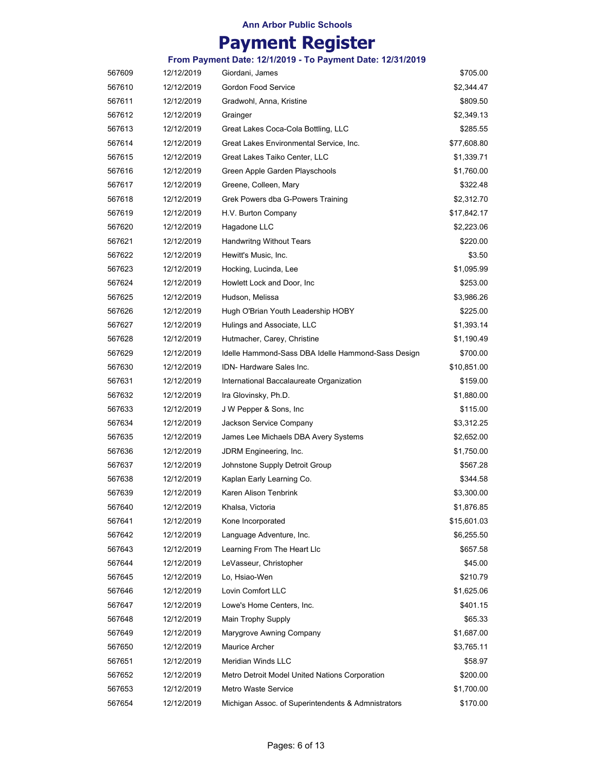**Ann Arbor Public Schools**

# Payment Register

**From Payment Date: 12/1/2019 - To Payment Date: 12/31/2019**

| | | | |
|---|---|---|---|
| 567609 | 12/12/2019 | Giordani, James | $705.00 |
| 567610 | 12/12/2019 | Gordon Food Service | $2,344.47 |
| 567611 | 12/12/2019 | Gradwohl, Anna, Kristine | $809.50 |
| 567612 | 12/12/2019 | Grainger | $2,349.13 |
| 567613 | 12/12/2019 | Great Lakes Coca-Cola Bottling, LLC | $285.55 |
| 567614 | 12/12/2019 | Great Lakes Environmental Service, Inc. | $77,608.80 |
| 567615 | 12/12/2019 | Great Lakes Taiko Center, LLC | $1,339.71 |
| 567616 | 12/12/2019 | Green Apple Garden Playschools | $1,760.00 |
| 567617 | 12/12/2019 | Greene, Colleen, Mary | $322.48 |
| 567618 | 12/12/2019 | Grek Powers dba G-Powers Training | $2,312.70 |
| 567619 | 12/12/2019 | H.V. Burton Company | $17,842.17 |
| 567620 | 12/12/2019 | Hagadone LLC | $2,223.06 |
| 567621 | 12/12/2019 | Handwritng Without Tears | $220.00 |
| 567622 | 12/12/2019 | Hewitt's Music, Inc. | $3.50 |
| 567623 | 12/12/2019 | Hocking, Lucinda, Lee | $1,095.99 |
| 567624 | 12/12/2019 | Howlett Lock and Door, Inc | $253.00 |
| 567625 | 12/12/2019 | Hudson, Melissa | $3,986.26 |
| 567626 | 12/12/2019 | Hugh O'Brian Youth Leadership HOBY | $225.00 |
| 567627 | 12/12/2019 | Hulings and Associate, LLC | $1,393.14 |
| 567628 | 12/12/2019 | Hutmacher, Carey, Christine | $1,190.49 |
| 567629 | 12/12/2019 | Idelle Hammond-Sass DBA Idelle Hammond-Sass Design | $700.00 |
| 567630 | 12/12/2019 | IDN- Hardware Sales Inc. | $10,851.00 |
| 567631 | 12/12/2019 | International Baccalaureate Organization | $159.00 |
| 567632 | 12/12/2019 | Ira Glovinsky, Ph.D. | $1,880.00 |
| 567633 | 12/12/2019 | J W Pepper & Sons, Inc | $115.00 |
| 567634 | 12/12/2019 | Jackson Service Company | $3,312.25 |
| 567635 | 12/12/2019 | James Lee Michaels DBA Avery Systems | $2,652.00 |
| 567636 | 12/12/2019 | JDRM Engineering, Inc. | $1,750.00 |
| 567637 | 12/12/2019 | Johnstone Supply Detroit Group | $567.28 |
| 567638 | 12/12/2019 | Kaplan Early Learning Co. | $344.58 |
| 567639 | 12/12/2019 | Karen Alison Tenbrink | $3,300.00 |
| 567640 | 12/12/2019 | Khalsa, Victoria | $1,876.85 |
| 567641 | 12/12/2019 | Kone Incorporated | $15,601.03 |
| 567642 | 12/12/2019 | Language Adventure, Inc. | $6,255.50 |
| 567643 | 12/12/2019 | Learning From The Heart Llc | $657.58 |
| 567644 | 12/12/2019 | LeVasseur, Christopher | $45.00 |
| 567645 | 12/12/2019 | Lo, Hsiao-Wen | $210.79 |
| 567646 | 12/12/2019 | Lovin Comfort LLC | $1,625.06 |
| 567647 | 12/12/2019 | Lowe's Home Centers, Inc. | $401.15 |
| 567648 | 12/12/2019 | Main Trophy Supply | $65.33 |
| 567649 | 12/12/2019 | Marygrove Awning Company | $1,687.00 |
| 567650 | 12/12/2019 | Maurice Archer | $3,765.11 |
| 567651 | 12/12/2019 | Meridian Winds LLC | $58.97 |
| 567652 | 12/12/2019 | Metro Detroit Model United Nations Corporation | $200.00 |
| 567653 | 12/12/2019 | Metro Waste Service | $1,700.00 |
| 567654 | 12/12/2019 | Michigan Assoc. of Superintendents & Admnistrators | $170.00 |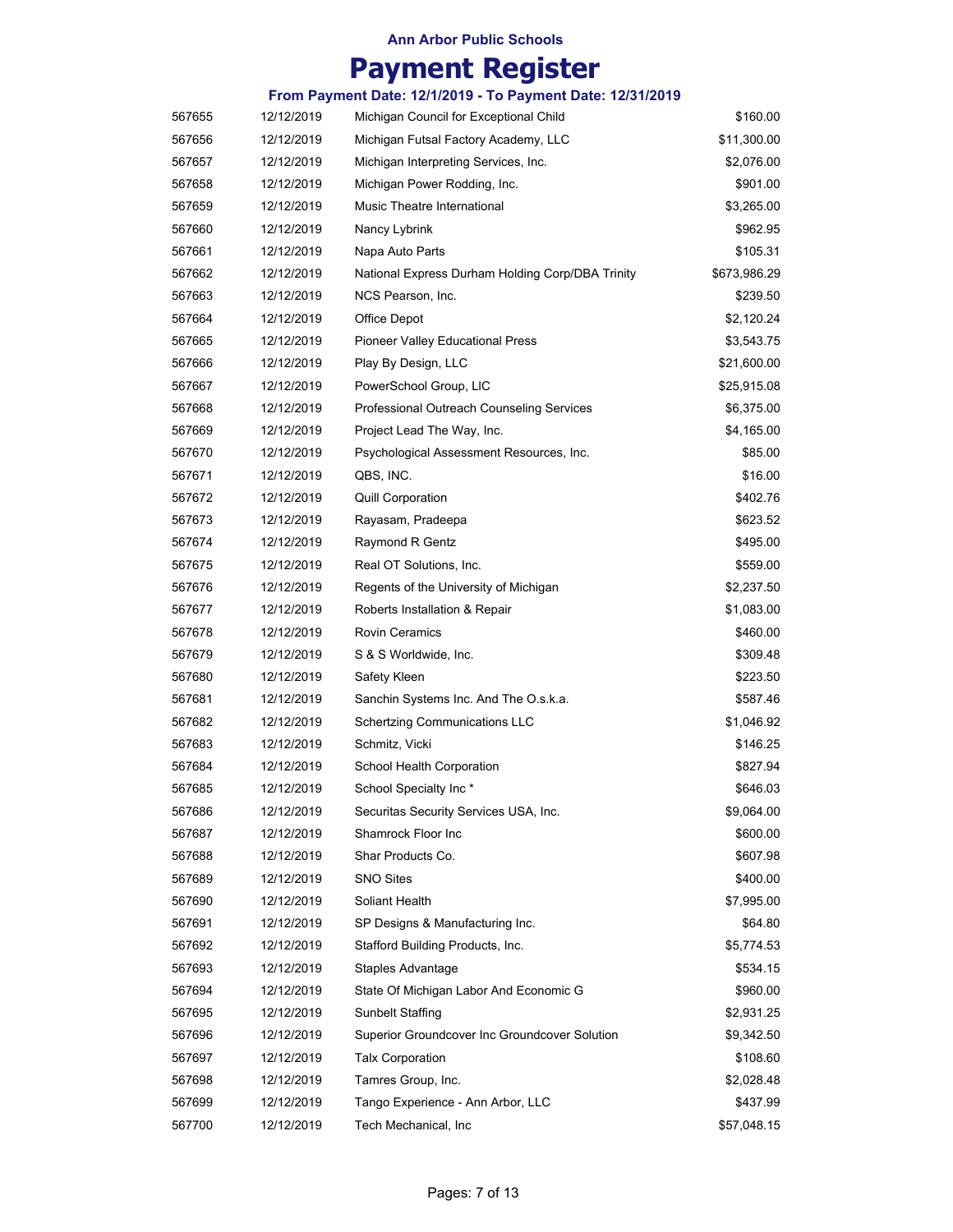**Ann Arbor Public Schools**

# Payment Register

### From Payment Date: 12/1/2019 - To Payment Date: 12/31/2019

| | | | |
|---|---|---|---|
| 567655 | 12/12/2019 | Michigan Council for Exceptional Child | $160.00 |
| 567656 | 12/12/2019 | Michigan Futsal Factory Academy, LLC | $11,300.00 |
| 567657 | 12/12/2019 | Michigan Interpreting Services, Inc. | $2,076.00 |
| 567658 | 12/12/2019 | Michigan Power Rodding, Inc. | $901.00 |
| 567659 | 12/12/2019 | Music Theatre International | $3,265.00 |
| 567660 | 12/12/2019 | Nancy Lybrink | $962.95 |
| 567661 | 12/12/2019 | Napa Auto Parts | $105.31 |
| 567662 | 12/12/2019 | National Express Durham Holding Corp/DBA Trinity | $673,986.29 |
| 567663 | 12/12/2019 | NCS Pearson, Inc. | $239.50 |
| 567664 | 12/12/2019 | Office Depot | $2,120.24 |
| 567665 | 12/12/2019 | Pioneer Valley Educational Press | $3,543.75 |
| 567666 | 12/12/2019 | Play By Design, LLC | $21,600.00 |
| 567667 | 12/12/2019 | PowerSchool Group, LIC | $25,915.08 |
| 567668 | 12/12/2019 | Professional Outreach Counseling Services | $6,375.00 |
| 567669 | 12/12/2019 | Project Lead The Way, Inc. | $4,165.00 |
| 567670 | 12/12/2019 | Psychological Assessment Resources, Inc. | $85.00 |
| 567671 | 12/12/2019 | QBS, INC. | $16.00 |
| 567672 | 12/12/2019 | Quill Corporation | $402.76 |
| 567673 | 12/12/2019 | Rayasam, Pradeepa | $623.52 |
| 567674 | 12/12/2019 | Raymond R Gentz | $495.00 |
| 567675 | 12/12/2019 | Real OT Solutions, Inc. | $559.00 |
| 567676 | 12/12/2019 | Regents of the University of Michigan | $2,237.50 |
| 567677 | 12/12/2019 | Roberts Installation & Repair | $1,083.00 |
| 567678 | 12/12/2019 | Rovin Ceramics | $460.00 |
| 567679 | 12/12/2019 | S & S Worldwide, Inc. | $309.48 |
| 567680 | 12/12/2019 | Safety Kleen | $223.50 |
| 567681 | 12/12/2019 | Sanchin Systems Inc. And The O.s.k.a. | $587.46 |
| 567682 | 12/12/2019 | Schertzing Communications LLC | $1,046.92 |
| 567683 | 12/12/2019 | Schmitz, Vicki | $146.25 |
| 567684 | 12/12/2019 | School Health Corporation | $827.94 |
| 567685 | 12/12/2019 | School Specialty Inc * | $646.03 |
| 567686 | 12/12/2019 | Securitas Security Services USA, Inc. | $9,064.00 |
| 567687 | 12/12/2019 | Shamrock Floor Inc | $600.00 |
| 567688 | 12/12/2019 | Shar Products Co. | $607.98 |
| 567689 | 12/12/2019 | SNO Sites | $400.00 |
| 567690 | 12/12/2019 | Soliant Health | $7,995.00 |
| 567691 | 12/12/2019 | SP Designs & Manufacturing Inc. | $64.80 |
| 567692 | 12/12/2019 | Stafford Building Products, Inc. | $5,774.53 |
| 567693 | 12/12/2019 | Staples Advantage | $534.15 |
| 567694 | 12/12/2019 | State Of Michigan Labor And Economic G | $960.00 |
| 567695 | 12/12/2019 | Sunbelt Staffing | $2,931.25 |
| 567696 | 12/12/2019 | Superior Groundcover Inc Groundcover Solution | $9,342.50 |
| 567697 | 12/12/2019 | Talx Corporation | $108.60 |
| 567698 | 12/12/2019 | Tamres Group, Inc. | $2,028.48 |
| 567699 | 12/12/2019 | Tango Experience - Ann Arbor, LLC | $437.99 |
| 567700 | 12/12/2019 | Tech Mechanical, Inc | $57,048.15 |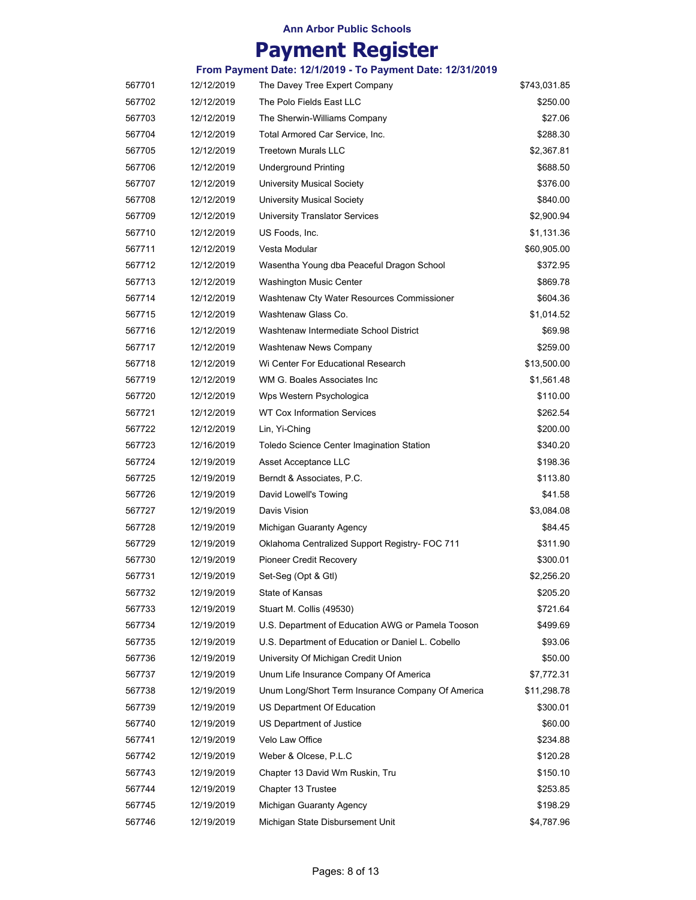**Ann Arbor Public Schools**

# Payment Register

**From Payment Date: 12/1/2019 - To Payment Date: 12/31/2019**

| | | | |
|---|---|---|---|
| 567701 | 12/12/2019 | The Davey Tree Expert Company | $743,031.85 |
| 567702 | 12/12/2019 | The Polo Fields East LLC | $250.00 |
| 567703 | 12/12/2019 | The Sherwin-Williams Company | $27.06 |
| 567704 | 12/12/2019 | Total Armored Car Service, Inc. | $288.30 |
| 567705 | 12/12/2019 | Treetown Murals LLC | $2,367.81 |
| 567706 | 12/12/2019 | Underground Printing | $688.50 |
| 567707 | 12/12/2019 | University Musical Society | $376.00 |
| 567708 | 12/12/2019 | University Musical Society | $840.00 |
| 567709 | 12/12/2019 | University Translator Services | $2,900.94 |
| 567710 | 12/12/2019 | US Foods, Inc. | $1,131.36 |
| 567711 | 12/12/2019 | Vesta Modular | $60,905.00 |
| 567712 | 12/12/2019 | Wasentha Young dba Peaceful Dragon School | $372.95 |
| 567713 | 12/12/2019 | Washington Music Center | $869.78 |
| 567714 | 12/12/2019 | Washtenaw Cty Water Resources Commissioner | $604.36 |
| 567715 | 12/12/2019 | Washtenaw Glass Co. | $1,014.52 |
| 567716 | 12/12/2019 | Washtenaw Intermediate School District | $69.98 |
| 567717 | 12/12/2019 | Washtenaw News Company | $259.00 |
| 567718 | 12/12/2019 | Wi Center For Educational Research | $13,500.00 |
| 567719 | 12/12/2019 | WM G. Boales Associates Inc | $1,561.48 |
| 567720 | 12/12/2019 | Wps Western Psychologica | $110.00 |
| 567721 | 12/12/2019 | WT Cox Information Services | $262.54 |
| 567722 | 12/12/2019 | Lin, Yi-Ching | $200.00 |
| 567723 | 12/16/2019 | Toledo Science Center Imagination Station | $340.20 |
| 567724 | 12/19/2019 | Asset Acceptance LLC | $198.36 |
| 567725 | 12/19/2019 | Berndt & Associates, P.C. | $113.80 |
| 567726 | 12/19/2019 | David Lowell's Towing | $41.58 |
| 567727 | 12/19/2019 | Davis Vision | $3,084.08 |
| 567728 | 12/19/2019 | Michigan Guaranty Agency | $84.45 |
| 567729 | 12/19/2019 | Oklahoma Centralized Support Registry- FOC 711 | $311.90 |
| 567730 | 12/19/2019 | Pioneer Credit Recovery | $300.01 |
| 567731 | 12/19/2019 | Set-Seg (Opt & Gtl) | $2,256.20 |
| 567732 | 12/19/2019 | State of Kansas | $205.20 |
| 567733 | 12/19/2019 | Stuart M. Collis (49530) | $721.64 |
| 567734 | 12/19/2019 | U.S. Department of Education AWG or Pamela Tooson | $499.69 |
| 567735 | 12/19/2019 | U.S. Department of Education or Daniel L. Cobello | $93.06 |
| 567736 | 12/19/2019 | University Of Michigan Credit Union | $50.00 |
| 567737 | 12/19/2019 | Unum Life Insurance Company Of America | $7,772.31 |
| 567738 | 12/19/2019 | Unum Long/Short Term Insurance Company Of America | $11,298.78 |
| 567739 | 12/19/2019 | US Department Of Education | $300.01 |
| 567740 | 12/19/2019 | US Department of Justice | $60.00 |
| 567741 | 12/19/2019 | Velo Law Office | $234.88 |
| 567742 | 12/19/2019 | Weber & Olcese, P.L.C | $120.28 |
| 567743 | 12/19/2019 | Chapter 13 David Wm Ruskin, Tru | $150.10 |
| 567744 | 12/19/2019 | Chapter 13 Trustee | $253.85 |
| 567745 | 12/19/2019 | Michigan Guaranty Agency | $198.29 |
| 567746 | 12/19/2019 | Michigan State Disbursement Unit | $4,787.96 |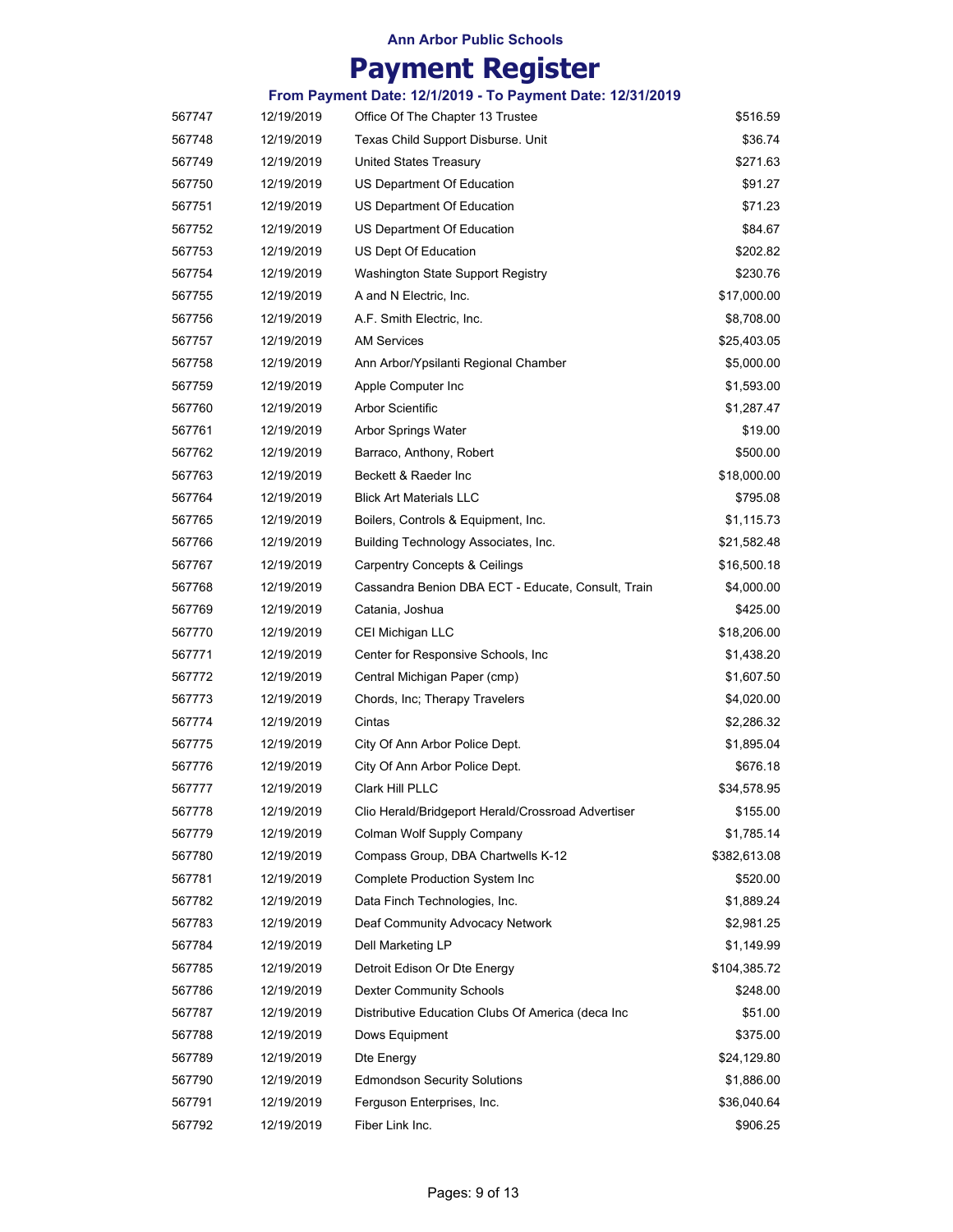Ann Arbor Public Schools

# Payment Register

### From Payment Date: 12/1/2019 - To Payment Date: 12/31/2019

| | | | |
|---|---|---|---|
| 567747 | 12/19/2019 | Office Of The Chapter 13 Trustee | $516.59 |
| 567748 | 12/19/2019 | Texas Child Support Disburse. Unit | $36.74 |
| 567749 | 12/19/2019 | United States Treasury | $271.63 |
| 567750 | 12/19/2019 | US Department Of Education | $91.27 |
| 567751 | 12/19/2019 | US Department Of Education | $71.23 |
| 567752 | 12/19/2019 | US Department Of Education | $84.67 |
| 567753 | 12/19/2019 | US Dept Of Education | $202.82 |
| 567754 | 12/19/2019 | Washington State Support Registry | $230.76 |
| 567755 | 12/19/2019 | A and N Electric, Inc. | $17,000.00 |
| 567756 | 12/19/2019 | A.F. Smith Electric, Inc. | $8,708.00 |
| 567757 | 12/19/2019 | AM Services | $25,403.05 |
| 567758 | 12/19/2019 | Ann Arbor/Ypsilanti Regional Chamber | $5,000.00 |
| 567759 | 12/19/2019 | Apple Computer Inc | $1,593.00 |
| 567760 | 12/19/2019 | Arbor Scientific | $1,287.47 |
| 567761 | 12/19/2019 | Arbor Springs Water | $19.00 |
| 567762 | 12/19/2019 | Barraco, Anthony, Robert | $500.00 |
| 567763 | 12/19/2019 | Beckett & Raeder Inc | $18,000.00 |
| 567764 | 12/19/2019 | Blick Art Materials LLC | $795.08 |
| 567765 | 12/19/2019 | Boilers, Controls & Equipment, Inc. | $1,115.73 |
| 567766 | 12/19/2019 | Building Technology Associates, Inc. | $21,582.48 |
| 567767 | 12/19/2019 | Carpentry Concepts & Ceilings | $16,500.18 |
| 567768 | 12/19/2019 | Cassandra Benion DBA ECT - Educate, Consult, Train | $4,000.00 |
| 567769 | 12/19/2019 | Catania, Joshua | $425.00 |
| 567770 | 12/19/2019 | CEI Michigan LLC | $18,206.00 |
| 567771 | 12/19/2019 | Center for Responsive Schools, Inc | $1,438.20 |
| 567772 | 12/19/2019 | Central Michigan Paper (cmp) | $1,607.50 |
| 567773 | 12/19/2019 | Chords, Inc; Therapy Travelers | $4,020.00 |
| 567774 | 12/19/2019 | Cintas | $2,286.32 |
| 567775 | 12/19/2019 | City Of Ann Arbor Police Dept. | $1,895.04 |
| 567776 | 12/19/2019 | City Of Ann Arbor Police Dept. | $676.18 |
| 567777 | 12/19/2019 | Clark Hill PLLC | $34,578.95 |
| 567778 | 12/19/2019 | Clio Herald/Bridgeport Herald/Crossroad Advertiser | $155.00 |
| 567779 | 12/19/2019 | Colman Wolf Supply Company | $1,785.14 |
| 567780 | 12/19/2019 | Compass Group, DBA Chartwells K-12 | $382,613.08 |
| 567781 | 12/19/2019 | Complete Production System Inc | $520.00 |
| 567782 | 12/19/2019 | Data Finch Technologies, Inc. | $1,889.24 |
| 567783 | 12/19/2019 | Deaf Community Advocacy Network | $2,981.25 |
| 567784 | 12/19/2019 | Dell Marketing LP | $1,149.99 |
| 567785 | 12/19/2019 | Detroit Edison Or Dte Energy | $104,385.72 |
| 567786 | 12/19/2019 | Dexter Community Schools | $248.00 |
| 567787 | 12/19/2019 | Distributive Education Clubs Of America (deca Inc | $51.00 |
| 567788 | 12/19/2019 | Dows Equipment | $375.00 |
| 567789 | 12/19/2019 | Dte Energy | $24,129.80 |
| 567790 | 12/19/2019 | Edmondson Security Solutions | $1,886.00 |
| 567791 | 12/19/2019 | Ferguson Enterprises, Inc. | $36,040.64 |
| 567792 | 12/19/2019 | Fiber Link Inc. | $906.25 |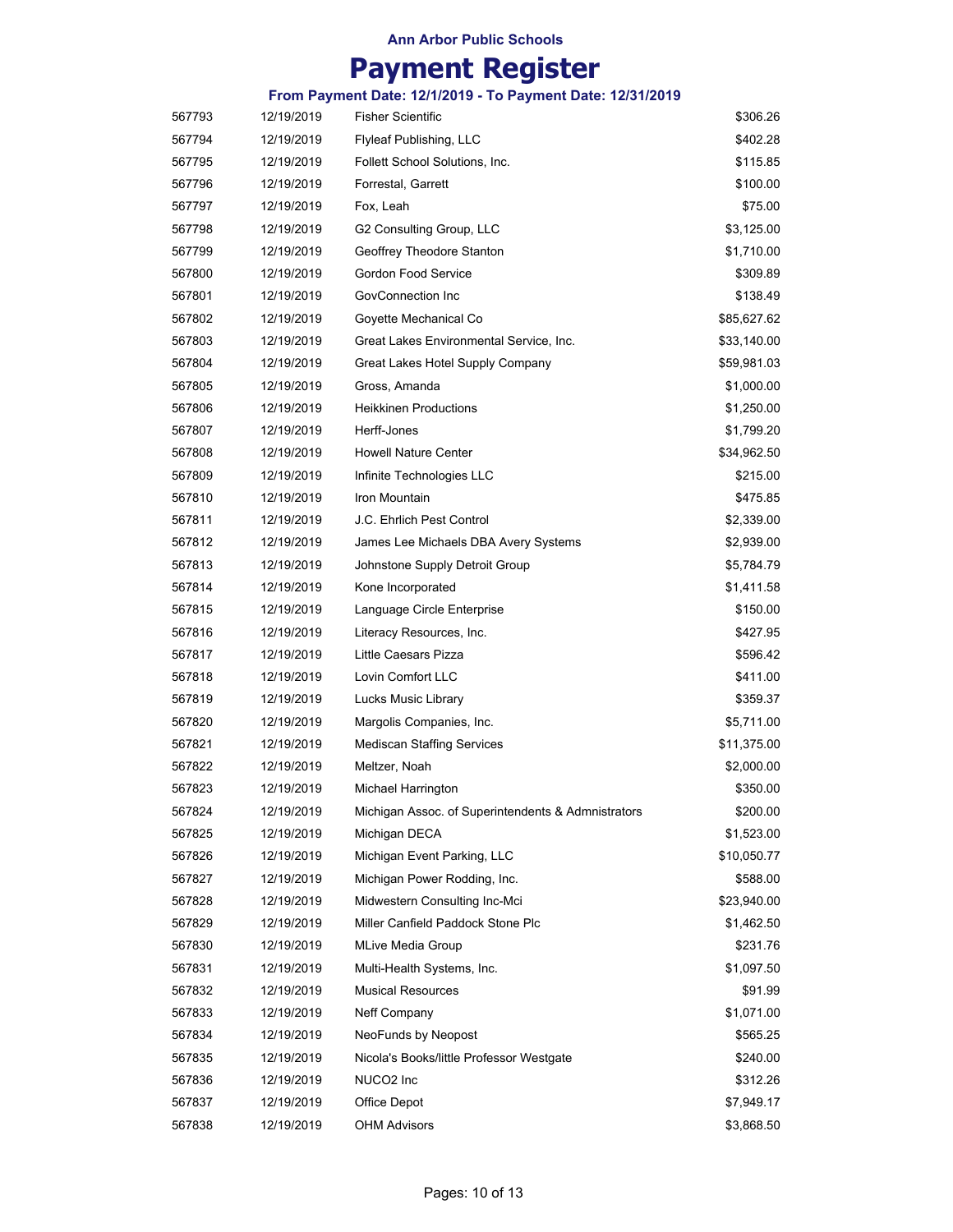Ann Arbor Public Schools

# Payment Register

### From Payment Date: 12/1/2019 - To Payment Date: 12/31/2019

| | | | |
|---|---|---|---|
| 567793 | 12/19/2019 | Fisher Scientific | $306.26 |
| 567794 | 12/19/2019 | Flyleaf Publishing, LLC | $402.28 |
| 567795 | 12/19/2019 | Follett School Solutions, Inc. | $115.85 |
| 567796 | 12/19/2019 | Forrestal, Garrett | $100.00 |
| 567797 | 12/19/2019 | Fox, Leah | $75.00 |
| 567798 | 12/19/2019 | G2 Consulting Group, LLC | $3,125.00 |
| 567799 | 12/19/2019 | Geoffrey Theodore Stanton | $1,710.00 |
| 567800 | 12/19/2019 | Gordon Food Service | $309.89 |
| 567801 | 12/19/2019 | GovConnection Inc | $138.49 |
| 567802 | 12/19/2019 | Goyette Mechanical Co | $85,627.62 |
| 567803 | 12/19/2019 | Great Lakes Environmental Service, Inc. | $33,140.00 |
| 567804 | 12/19/2019 | Great Lakes Hotel Supply Company | $59,981.03 |
| 567805 | 12/19/2019 | Gross, Amanda | $1,000.00 |
| 567806 | 12/19/2019 | Heikkinen Productions | $1,250.00 |
| 567807 | 12/19/2019 | Herff-Jones | $1,799.20 |
| 567808 | 12/19/2019 | Howell Nature Center | $34,962.50 |
| 567809 | 12/19/2019 | Infinite Technologies LLC | $215.00 |
| 567810 | 12/19/2019 | Iron Mountain | $475.85 |
| 567811 | 12/19/2019 | J.C. Ehrlich Pest Control | $2,339.00 |
| 567812 | 12/19/2019 | James Lee Michaels DBA Avery Systems | $2,939.00 |
| 567813 | 12/19/2019 | Johnstone Supply Detroit Group | $5,784.79 |
| 567814 | 12/19/2019 | Kone Incorporated | $1,411.58 |
| 567815 | 12/19/2019 | Language Circle Enterprise | $150.00 |
| 567816 | 12/19/2019 | Literacy Resources, Inc. | $427.95 |
| 567817 | 12/19/2019 | Little Caesars Pizza | $596.42 |
| 567818 | 12/19/2019 | Lovin Comfort LLC | $411.00 |
| 567819 | 12/19/2019 | Lucks Music Library | $359.37 |
| 567820 | 12/19/2019 | Margolis Companies, Inc. | $5,711.00 |
| 567821 | 12/19/2019 | Mediscan Staffing Services | $11,375.00 |
| 567822 | 12/19/2019 | Meltzer, Noah | $2,000.00 |
| 567823 | 12/19/2019 | Michael Harrington | $350.00 |
| 567824 | 12/19/2019 | Michigan Assoc. of Superintendents & Admnistrators | $200.00 |
| 567825 | 12/19/2019 | Michigan DECA | $1,523.00 |
| 567826 | 12/19/2019 | Michigan Event Parking, LLC | $10,050.77 |
| 567827 | 12/19/2019 | Michigan Power Rodding, Inc. | $588.00 |
| 567828 | 12/19/2019 | Midwestern Consulting Inc-Mci | $23,940.00 |
| 567829 | 12/19/2019 | Miller Canfield Paddock Stone Plc | $1,462.50 |
| 567830 | 12/19/2019 | MLive Media Group | $231.76 |
| 567831 | 12/19/2019 | Multi-Health Systems, Inc. | $1,097.50 |
| 567832 | 12/19/2019 | Musical Resources | $91.99 |
| 567833 | 12/19/2019 | Neff Company | $1,071.00 |
| 567834 | 12/19/2019 | NeoFunds by Neopost | $565.25 |
| 567835 | 12/19/2019 | Nicola's Books/little Professor Westgate | $240.00 |
| 567836 | 12/19/2019 | NUCO2 Inc | $312.26 |
| 567837 | 12/19/2019 | Office Depot | $7,949.17 |
| 567838 | 12/19/2019 | OHM Advisors | $3,868.50 |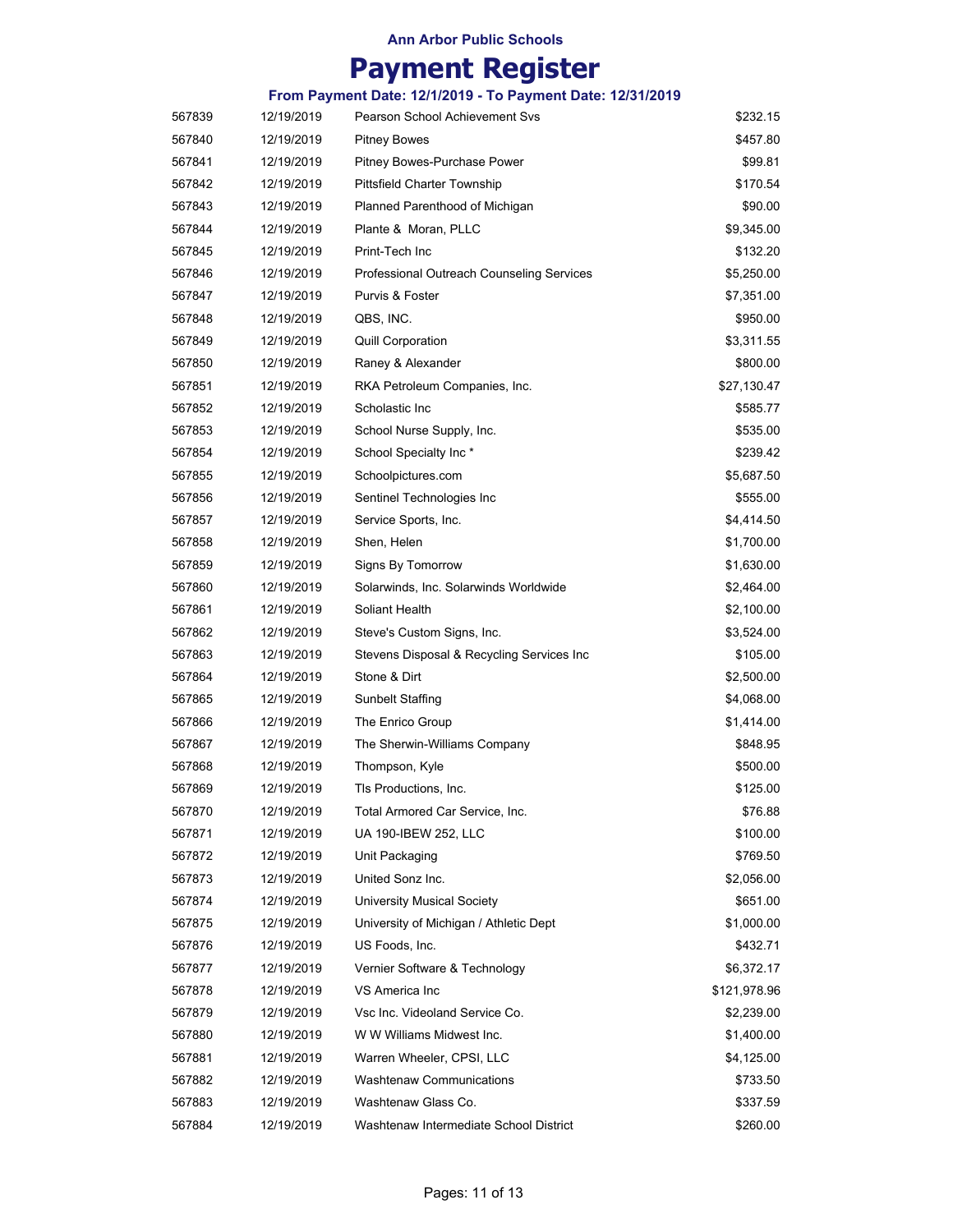**Ann Arbor Public Schools**

# Payment Register

### From Payment Date: 12/1/2019 - To Payment Date: 12/31/2019

| | | | |
|---|---|---|---|
| 567839 | 12/19/2019 | Pearson School Achievement Svs | $232.15 |
| 567840 | 12/19/2019 | Pitney Bowes | $457.80 |
| 567841 | 12/19/2019 | Pitney Bowes-Purchase Power | $99.81 |
| 567842 | 12/19/2019 | Pittsfield Charter Township | $170.54 |
| 567843 | 12/19/2019 | Planned Parenthood of Michigan | $90.00 |
| 567844 | 12/19/2019 | Plante & Moran, PLLC | $9,345.00 |
| 567845 | 12/19/2019 | Print-Tech Inc | $132.20 |
| 567846 | 12/19/2019 | Professional Outreach Counseling Services | $5,250.00 |
| 567847 | 12/19/2019 | Purvis & Foster | $7,351.00 |
| 567848 | 12/19/2019 | QBS, INC. | $950.00 |
| 567849 | 12/19/2019 | Quill Corporation | $3,311.55 |
| 567850 | 12/19/2019 | Raney & Alexander | $800.00 |
| 567851 | 12/19/2019 | RKA Petroleum Companies, Inc. | $27,130.47 |
| 567852 | 12/19/2019 | Scholastic Inc | $585.77 |
| 567853 | 12/19/2019 | School Nurse Supply, Inc. | $535.00 |
| 567854 | 12/19/2019 | School Specialty Inc * | $239.42 |
| 567855 | 12/19/2019 | Schoolpictures.com | $5,687.50 |
| 567856 | 12/19/2019 | Sentinel Technologies Inc | $555.00 |
| 567857 | 12/19/2019 | Service Sports, Inc. | $4,414.50 |
| 567858 | 12/19/2019 | Shen, Helen | $1,700.00 |
| 567859 | 12/19/2019 | Signs By Tomorrow | $1,630.00 |
| 567860 | 12/19/2019 | Solarwinds, Inc. Solarwinds Worldwide | $2,464.00 |
| 567861 | 12/19/2019 | Soliant Health | $2,100.00 |
| 567862 | 12/19/2019 | Steve's Custom Signs, Inc. | $3,524.00 |
| 567863 | 12/19/2019 | Stevens Disposal & Recycling Services Inc | $105.00 |
| 567864 | 12/19/2019 | Stone & Dirt | $2,500.00 |
| 567865 | 12/19/2019 | Sunbelt Staffing | $4,068.00 |
| 567866 | 12/19/2019 | The Enrico Group | $1,414.00 |
| 567867 | 12/19/2019 | The Sherwin-Williams Company | $848.95 |
| 567868 | 12/19/2019 | Thompson, Kyle | $500.00 |
| 567869 | 12/19/2019 | Tls Productions, Inc. | $125.00 |
| 567870 | 12/19/2019 | Total Armored Car Service, Inc. | $76.88 |
| 567871 | 12/19/2019 | UA 190-IBEW 252, LLC | $100.00 |
| 567872 | 12/19/2019 | Unit Packaging | $769.50 |
| 567873 | 12/19/2019 | United Sonz Inc. | $2,056.00 |
| 567874 | 12/19/2019 | University Musical Society | $651.00 |
| 567875 | 12/19/2019 | University of Michigan / Athletic Dept | $1,000.00 |
| 567876 | 12/19/2019 | US Foods, Inc. | $432.71 |
| 567877 | 12/19/2019 | Vernier Software & Technology | $6,372.17 |
| 567878 | 12/19/2019 | VS America Inc | $121,978.96 |
| 567879 | 12/19/2019 | Vsc Inc. Videoland Service Co. | $2,239.00 |
| 567880 | 12/19/2019 | W W Williams Midwest Inc. | $1,400.00 |
| 567881 | 12/19/2019 | Warren Wheeler, CPSI, LLC | $4,125.00 |
| 567882 | 12/19/2019 | Washtenaw Communications | $733.50 |
| 567883 | 12/19/2019 | Washtenaw Glass Co. | $337.59 |
| 567884 | 12/19/2019 | Washtenaw Intermediate School District | $260.00 |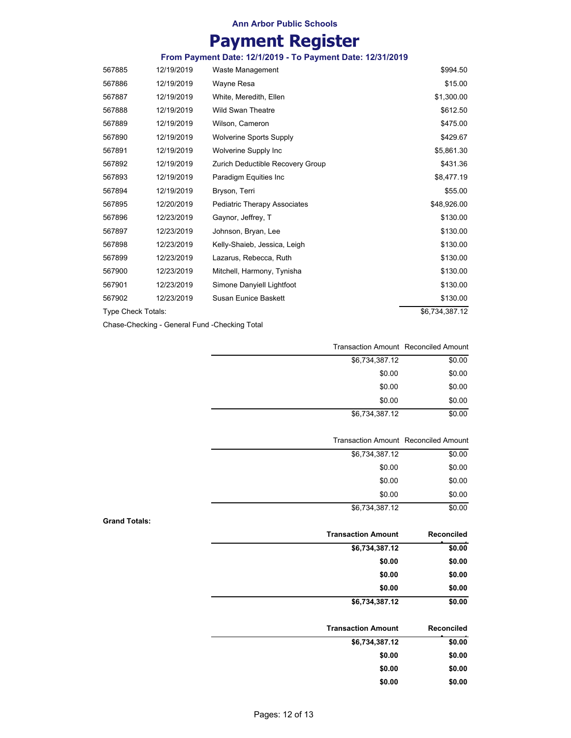Ann Arbor Public Schools

# Payment Register

**From Payment Date: 12/1/2019 - To Payment Date: 12/31/2019**

| | | | |
|---|---|---|---|
| 567885 | 12/19/2019 | Waste Management | $994.50 |
| 567886 | 12/19/2019 | Wayne Resa | $15.00 |
| 567887 | 12/19/2019 | White, Meredith, Ellen | $1,300.00 |
| 567888 | 12/19/2019 | Wild Swan Theatre | $612.50 |
| 567889 | 12/19/2019 | Wilson, Cameron | $475.00 |
| 567890 | 12/19/2019 | Wolverine Sports Supply | $429.67 |
| 567891 | 12/19/2019 | Wolverine Supply Inc | $5,861.30 |
| 567892 | 12/19/2019 | Zurich Deductible Recovery Group | $431.36 |
| 567893 | 12/19/2019 | Paradigm Equities Inc | $8,477.19 |
| 567894 | 12/19/2019 | Bryson, Terri | $55.00 |
| 567895 | 12/20/2019 | Pediatric Therapy Associates | $48,926.00 |
| 567896 | 12/23/2019 | Gaynor, Jeffrey, T | $130.00 |
| 567897 | 12/23/2019 | Johnson, Bryan, Lee | $130.00 |
| 567898 | 12/23/2019 | Kelly-Shaieb, Jessica, Leigh | $130.00 |
| 567899 | 12/23/2019 | Lazarus, Rebecca, Ruth | $130.00 |
| 567900 | 12/23/2019 | Mitchell, Harmony, Tynisha | $130.00 |
| 567901 | 12/23/2019 | Simone Danyiell Lightfoot | $130.00 |
| 567902 | 12/23/2019 | Susan Eunice Baskett | $130.00 |
| Type Check Totals: | | | $6,734,387.12 |

Chase-Checking - General Fund -Checking Total

| Transaction Amount | Reconciled Amount |
|---|---|
| $6,734,387.12 | $0.00 |
| $0.00 | $0.00 |
| $0.00 | $0.00 |
| $0.00 | $0.00 |
| $6,734,387.12 | $0.00 |

| Transaction Amount | Reconciled Amount |
|---|---|
| $6,734,387.12 | $0.00 |
| $0.00 | $0.00 |
| $0.00 | $0.00 |
| $0.00 | $0.00 |
| $6,734,387.12 | $0.00 |

**Grand Totals:**

| **Transaction Amount** | **Reconciled Amount** |
|---|---|
| **$6,734,387.12** | **$0.00** |
| **$0.00** | **$0.00** |
| **$0.00** | **$0.00** |
| **$0.00** | **$0.00** |
| **$6,734,387.12** | **$0.00** |

| **Transaction Amount** | **Reconciled Amount** |
|---|---|
| **$6,734,387.12** | **$0.00** |
| **$0.00** | **$0.00** |
| **$0.00** | **$0.00** |
| **$0.00** | **$0.00** |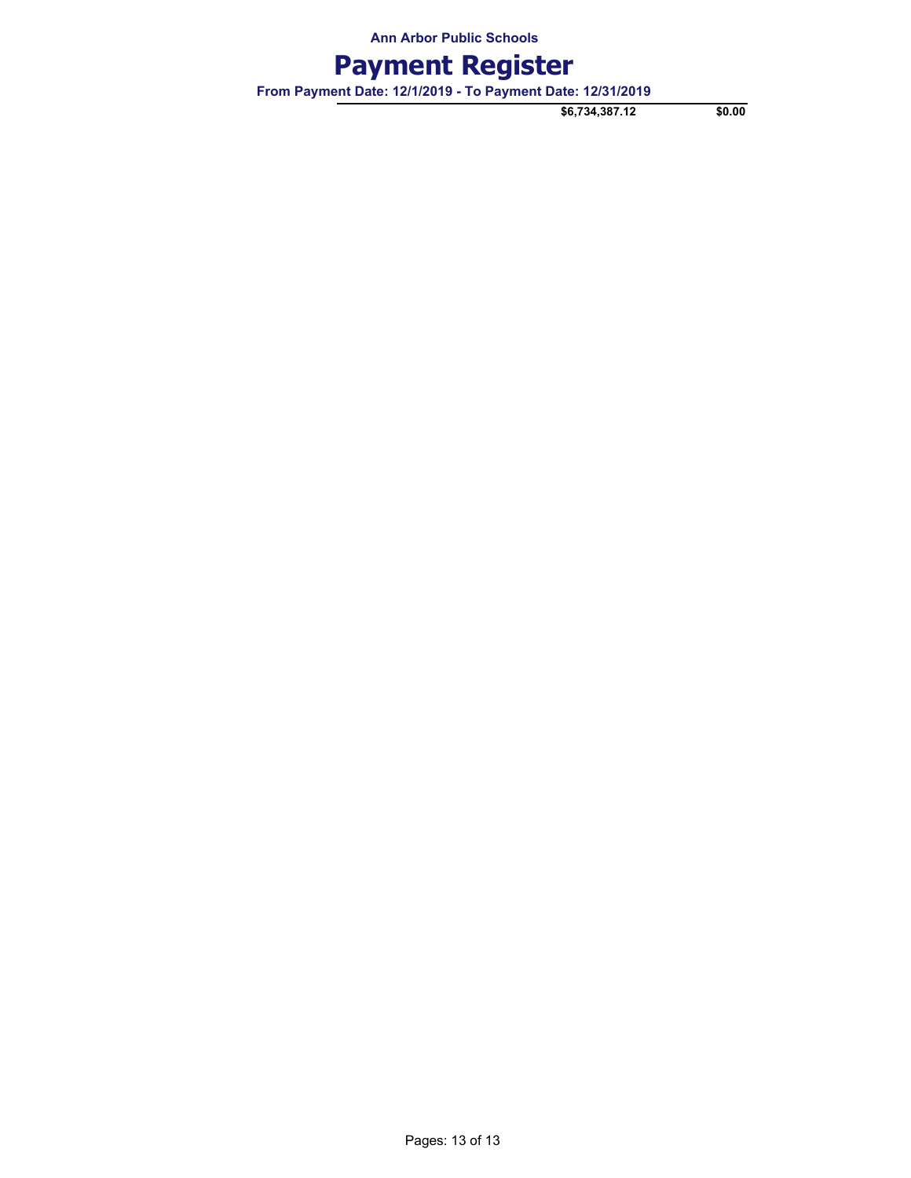**Ann Arbor Public Schools**

# Payment Register

**From Payment Date: 12/1/2019 - To Payment Date: 12/31/2019**

| | |
|---|---|
| **$6,734,387.12** | **$0.00** |